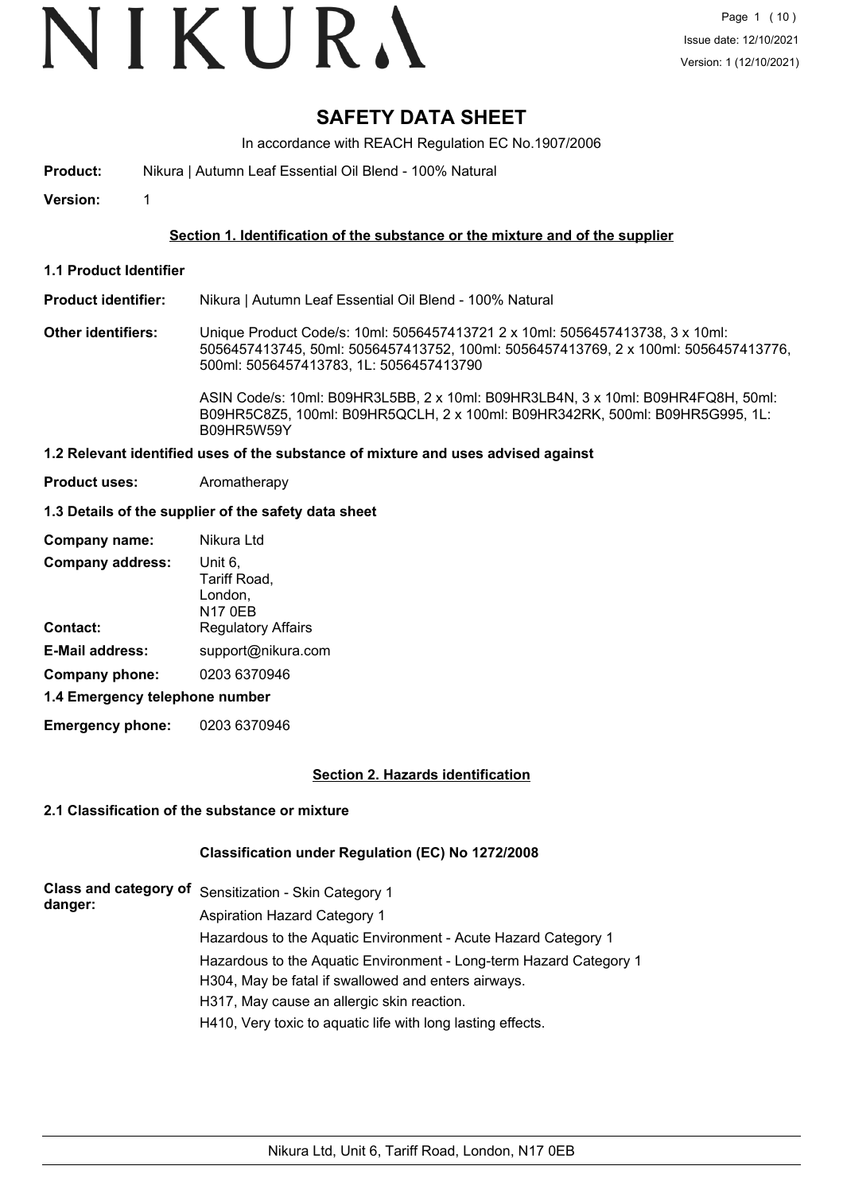# SAFETY DATA SHEET

In accordance with REACH Regulation EC No.1907/2006

**Product:** Nikura | Autumn Leaf Essential Oil Blend - 100% Natural

**Version:** 1

## Section 1. Identification of the substance or the mixture and of the supplier

### 1.1 Product Identifier

**Product identifier:** Nikura | Autumn Leaf Essential Oil Blend - 100% Natural

**Other identifiers:** Unique Product Code/s: 10ml: 5056457413721 2 x 10ml: 5056457413738, 3 x 10ml: 5056457413745, 50ml: 5056457413752, 100ml: 5056457413769, 2 x 100ml: 5056457413776, 500ml: 5056457413783, 1L: 5056457413790

ASIN Code/s: 10ml: B09HR3L5BB, 2 x 10ml: B09HR3LB4N, 3 x 10ml: B09HR4FQ8H, 50ml: B09HR5C8Z5, 100ml: B09HR5QCLH, 2 x 100ml: B09HR342RK, 500ml: B09HR5G995, 1L: B09HR5W59Y

### 1.2 Relevant identified uses of the substance of mixture and uses advised against

**Product uses:** Aromatherapy

### 1.3 Details of the supplier of the safety data sheet

**Company name:** Nikura Ltd

**Company address:** Unit 6, Tariff Road, London, N17 0EB

**Contact:** Regulatory Affairs

**E-Mail address:** support@nikura.com

**Company phone:** 0203 6370946

### 1.4 Emergency telephone number

**Emergency phone:** 0203 6370946

## Section 2. Hazards identification

### 2.1 Classification of the substance or mixture

**Classification under Regulation (EC) No 1272/2008**

**Class and category of danger:**

Sensitization - Skin Category 1

Aspiration Hazard Category 1

Hazardous to the Aquatic Environment - Acute Hazard Category 1

Hazardous to the Aquatic Environment - Long-term Hazard Category 1

H304, May be fatal if swallowed and enters airways.

H317, May cause an allergic skin reaction.

H410, Very toxic to aquatic life with long lasting effects.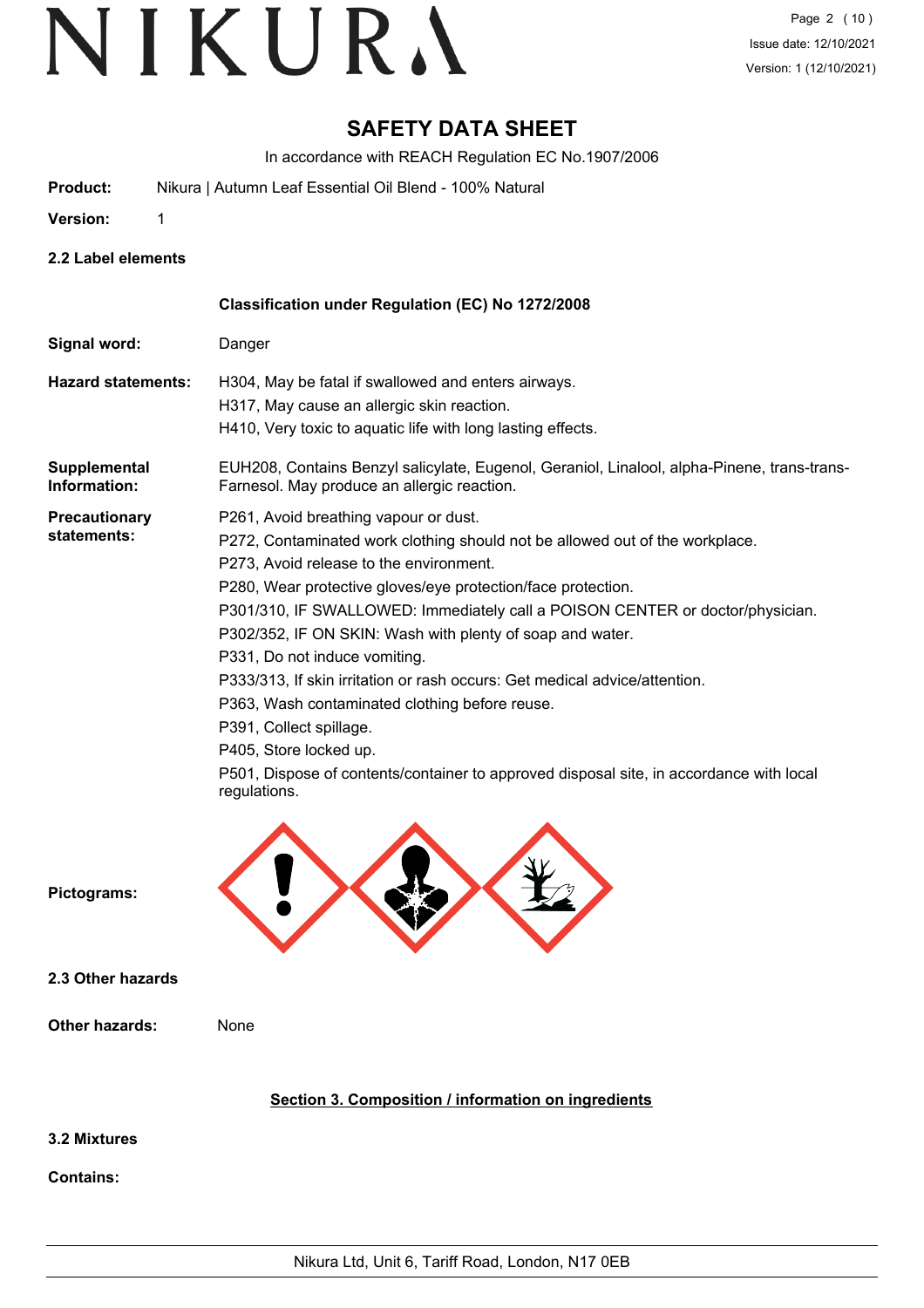# SAFETY DATA SHEET

In accordance with REACH Regulation EC No.1907/2006

**Product:** Nikura | Autumn Leaf Essential Oil Blend - 100% Natural

**Version:** 1

### 2.2 Label elements

**Classification under Regulation (EC) No 1272/2008**

**Signal word:** Danger

**Hazard statements:**
H304, May be fatal if swallowed and enters airways.
H317, May cause an allergic skin reaction.
H410, Very toxic to aquatic life with long lasting effects.

**Supplemental Information:** EUH208, Contains Benzyl salicylate, Eugenol, Geraniol, Linalool, alpha-Pinene, trans-trans-Farnesol. May produce an allergic reaction.

**Precautionary statements:**
P261, Avoid breathing vapour or dust.
P272, Contaminated work clothing should not be allowed out of the workplace.
P273, Avoid release to the environment.
P280, Wear protective gloves/eye protection/face protection.
P301/310, IF SWALLOWED: Immediately call a POISON CENTER or doctor/physician.
P302/352, IF ON SKIN: Wash with plenty of soap and water.
P331, Do not induce vomiting.
P333/313, If skin irritation or rash occurs: Get medical advice/attention.
P363, Wash contaminated clothing before reuse.
P391, Collect spillage.
P405, Store locked up.
P501, Dispose of contents/container to approved disposal site, in accordance with local regulations.

**Pictograms:**

### 2.3 Other hazards

**Other hazards:** None

## Section 3. Composition / information on ingredients

### 3.2 Mixtures

**Contains:**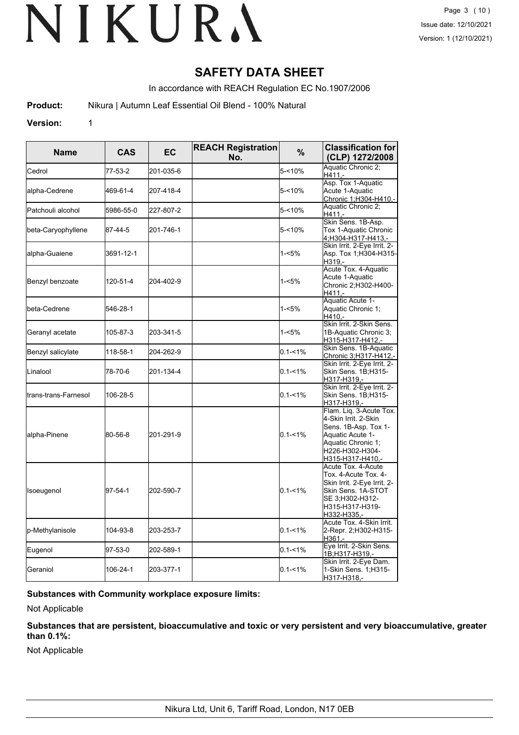# SAFETY DATA SHEET

In accordance with REACH Regulation EC No.1907/2006

**Product:** Nikura | Autumn Leaf Essential Oil Blend - 100% Natural

**Version:** 1

| Name | CAS | EC | REACH Registration No. | % | Classification for (CLP) 1272/2008 |
|---|---|---|---|---|---|
| Cedrol | 77-53-2 | 201-035-6 | | 5-<10% | Aquatic Chronic 2;H411,- |
| alpha-Cedrene | 469-61-4 | 207-418-4 | | 5-<10% | Asp. Tox 1-Aquatic Acute 1-Aquatic Chronic 1;H304-H410,- |
| Patchouli alcohol | 5986-55-0 | 227-807-2 | | 5-<10% | Aquatic Chronic 2;H411,- |
| beta-Caryophyllene | 87-44-5 | 201-746-1 | | 5-<10% | Skin Sens. 1B-Asp. Tox 1-Aquatic Chronic 4;H304-H317-H413,- |
| alpha-Guaiene | 3691-12-1 | | | 1-<5% | Skin Irrit. 2-Eye Irrit. 2-Asp. Tox 1;H304-H315-H319,- |
| Benzyl benzoate | 120-51-4 | 204-402-9 | | 1-<5% | Acute Tox. 4-Aquatic Acute 1-Aquatic Chronic 2;H302-H400-H411,- |
| beta-Cedrene | 546-28-1 | | | 1-<5% | Aquatic Acute 1-Aquatic Chronic 1;H410,- |
| Geranyl acetate | 105-87-3 | 203-341-5 | | 1-<5% | Skin Irrit. 2-Skin Sens. 1B-Aquatic Chronic 3;H315-H317-H412,- |
| Benzyl salicylate | 118-58-1 | 204-262-9 | | 0.1-<1% | Skin Sens. 1B-Aquatic Chronic 3;H317-H412,- |
| Linalool | 78-70-6 | 201-134-4 | | 0.1-<1% | Skin Irrit. 2-Eye Irrit. 2-Skin Sens. 1B;H315-H317-H319,- |
| trans-trans-Farnesol | 106-28-5 | | | 0.1-<1% | Skin Irrit. 2-Eye Irrit. 2-Skin Sens. 1B;H315-H317-H319,- |
| alpha-Pinene | 80-56-8 | 201-291-9 | | 0.1-<1% | Flam. Liq. 3-Acute Tox. 4-Skin Irrit. 2-Skin Sens. 1B-Asp. Tox 1-Aquatic Acute 1-Aquatic Chronic 1;H226-H302-H304-H315-H317-H410,- |
| Isoeugenol | 97-54-1 | 202-590-7 | | 0.1-<1% | Acute Tox. 4-Acute Tox. 4-Acute Tox. 4-Skin Irrit. 2-Eye Irrit. 2-Skin Sens. 1A-STOT SE 3;H302-H312-H315-H317-H319-H332-H335,- |
| p-Methylanisole | 104-93-8 | 203-253-7 | | 0.1-<1% | Acute Tox. 4-Skin Irrit. 2-Repr. 2;H302-H315-H361,- |
| Eugenol | 97-53-0 | 202-589-1 | | 0.1-<1% | Eye Irrit. 2-Skin Sens. 1B;H317-H319,- |
| Geraniol | 106-24-1 | 203-377-1 | | 0.1-<1% | Skin Irrit. 2-Eye Dam. 1-Skin Sens. 1;H315-H317-H318,- |

**Substances with Community workplace exposure limits:**

Not Applicable

**Substances that are persistent, bioaccumulative and toxic or very persistent and very bioaccumulative, greater than 0.1%:**

Not Applicable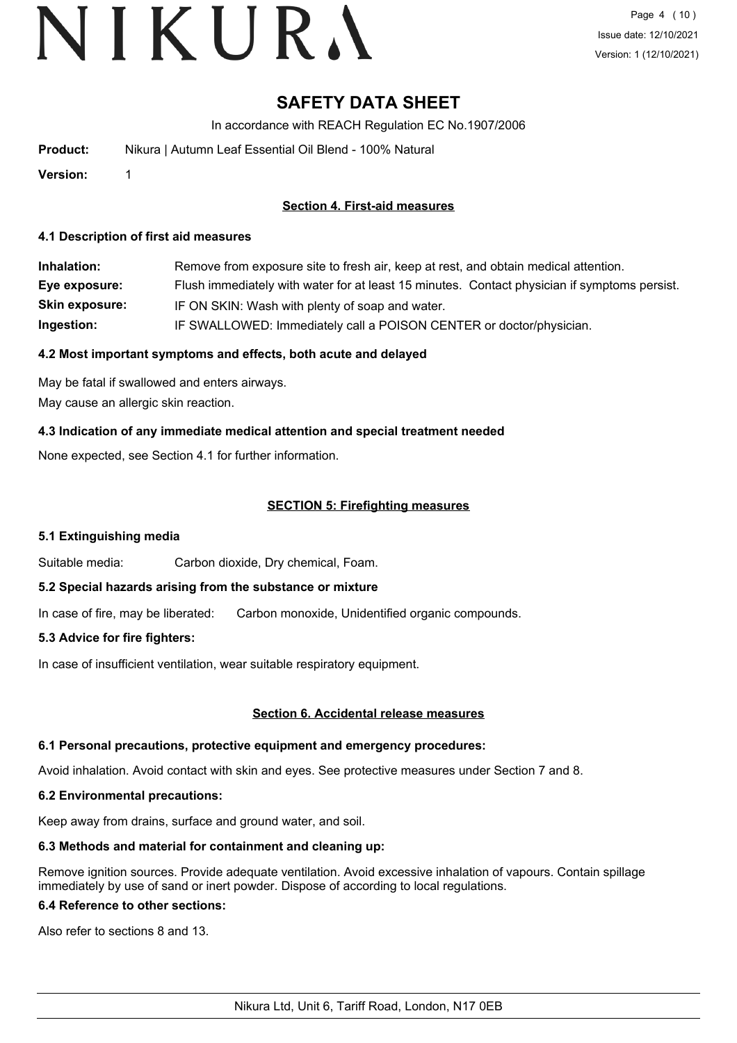# SAFETY DATA SHEET

In accordance with REACH Regulation EC No.1907/2006

**Product:** Nikura | Autumn Leaf Essential Oil Blend - 100% Natural

**Version:** 1

## Section 4. First-aid measures

### 4.1 Description of first aid measures

| | |
|---|---|
| **Inhalation:** | Remove from exposure site to fresh air, keep at rest, and obtain medical attention. |
| **Eye exposure:** | Flush immediately with water for at least 15 minutes. Contact physician if symptoms persist. |
| **Skin exposure:** | IF ON SKIN: Wash with plenty of soap and water. |
| **Ingestion:** | IF SWALLOWED: Immediately call a POISON CENTER or doctor/physician. |

### 4.2 Most important symptoms and effects, both acute and delayed

May be fatal if swallowed and enters airways.

May cause an allergic skin reaction.

### 4.3 Indication of any immediate medical attention and special treatment needed

None expected, see Section 4.1 for further information.

## SECTION 5: Firefighting measures

### 5.1 Extinguishing media

Suitable media: Carbon dioxide, Dry chemical, Foam.

### 5.2 Special hazards arising from the substance or mixture

In case of fire, may be liberated: Carbon monoxide, Unidentified organic compounds.

### 5.3 Advice for fire fighters:

In case of insufficient ventilation, wear suitable respiratory equipment.

## Section 6. Accidental release measures

### 6.1 Personal precautions, protective equipment and emergency procedures:

Avoid inhalation. Avoid contact with skin and eyes. See protective measures under Section 7 and 8.

### 6.2 Environmental precautions:

Keep away from drains, surface and ground water, and soil.

### 6.3 Methods and material for containment and cleaning up:

Remove ignition sources. Provide adequate ventilation. Avoid excessive inhalation of vapours. Contain spillage immediately by use of sand or inert powder. Dispose of according to local regulations.

### 6.4 Reference to other sections:

Also refer to sections 8 and 13.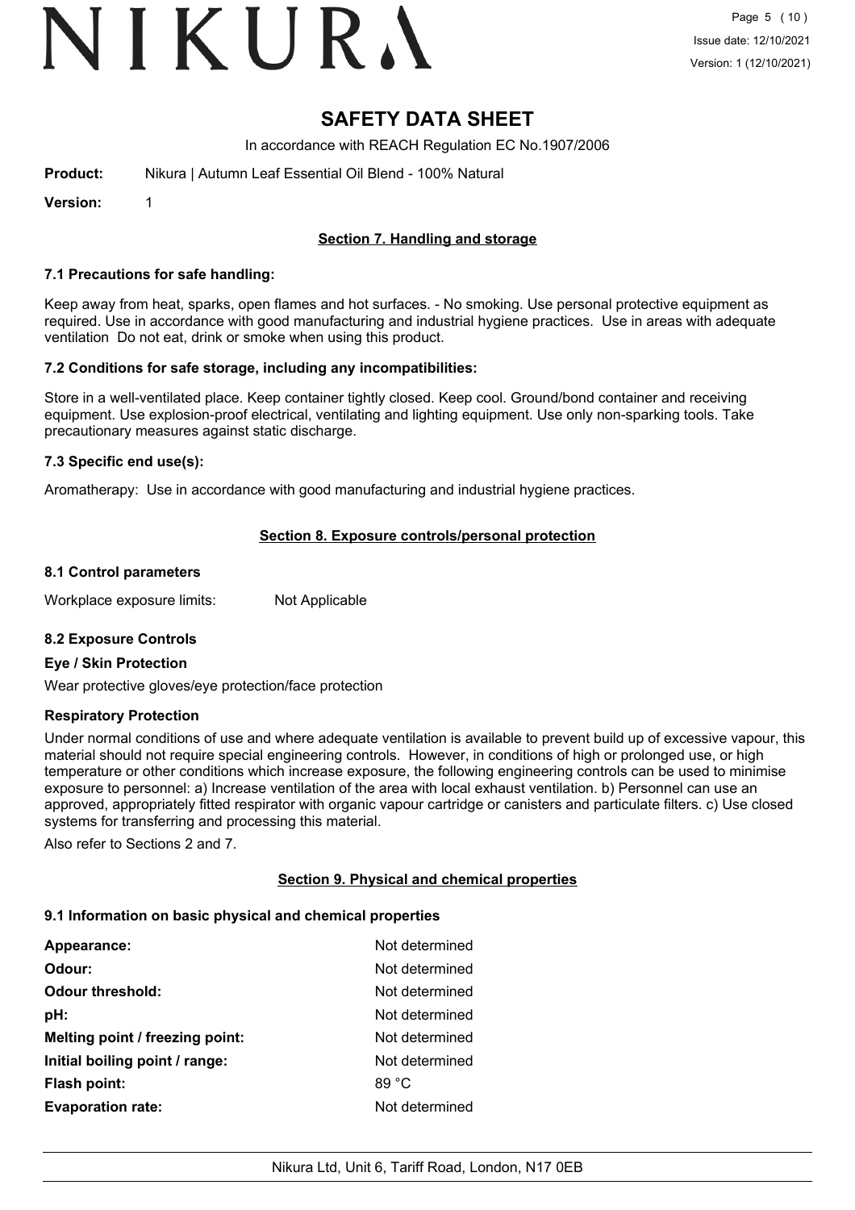# SAFETY DATA SHEET

In accordance with REACH Regulation EC No.1907/2006

**Product:** Nikura | Autumn Leaf Essential Oil Blend - 100% Natural

**Version:** 1

## Section 7. Handling and storage

### 7.1 Precautions for safe handling:

Keep away from heat, sparks, open flames and hot surfaces. - No smoking. Use personal protective equipment as required. Use in accordance with good manufacturing and industrial hygiene practices. Use in areas with adequate ventilation Do not eat, drink or smoke when using this product.

### 7.2 Conditions for safe storage, including any incompatibilities:

Store in a well-ventilated place. Keep container tightly closed. Keep cool. Ground/bond container and receiving equipment. Use explosion-proof electrical, ventilating and lighting equipment. Use only non-sparking tools. Take precautionary measures against static discharge.

### 7.3 Specific end use(s):

Aromatherapy: Use in accordance with good manufacturing and industrial hygiene practices.

## Section 8. Exposure controls/personal protection

### 8.1 Control parameters

Workplace exposure limits: Not Applicable

### 8.2 Exposure Controls

**Eye / Skin Protection**

Wear protective gloves/eye protection/face protection

**Respiratory Protection**

Under normal conditions of use and where adequate ventilation is available to prevent build up of excessive vapour, this material should not require special engineering controls. However, in conditions of high or prolonged use, or high temperature or other conditions which increase exposure, the following engineering controls can be used to minimise exposure to personnel: a) Increase ventilation of the area with local exhaust ventilation. b) Personnel can use an approved, appropriately fitted respirator with organic vapour cartridge or canisters and particulate filters. c) Use closed systems for transferring and processing this material.

Also refer to Sections 2 and 7.

## Section 9. Physical and chemical properties

### 9.1 Information on basic physical and chemical properties

| | |
|---|---|
| **Appearance:** | Not determined |
| **Odour:** | Not determined |
| **Odour threshold:** | Not determined |
| **pH:** | Not determined |
| **Melting point / freezing point:** | Not determined |
| **Initial boiling point / range:** | Not determined |
| **Flash point:** | 89 °C |
| **Evaporation rate:** | Not determined |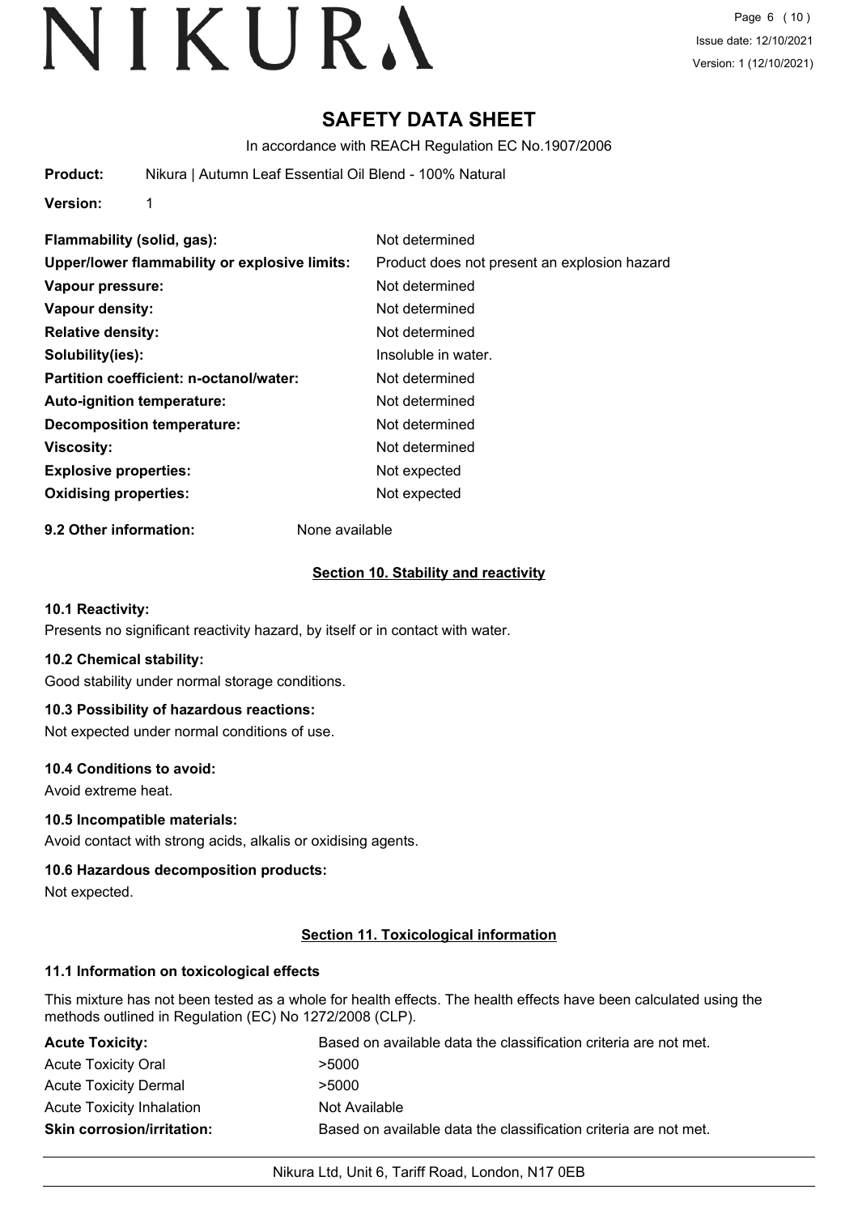# SAFETY DATA SHEET

In accordance with REACH Regulation EC No.1907/2006

**Product:** Nikura | Autumn Leaf Essential Oil Blend - 100% Natural

**Version:** 1

| | |
|---|---|
| **Flammability (solid, gas):** | Not determined |
| **Upper/lower flammability or explosive limits:** | Product does not present an explosion hazard |
| **Vapour pressure:** | Not determined |
| **Vapour density:** | Not determined |
| **Relative density:** | Not determined |
| **Solubility(ies):** | Insoluble in water. |
| **Partition coefficient: n-octanol/water:** | Not determined |
| **Auto-ignition temperature:** | Not determined |
| **Decomposition temperature:** | Not determined |
| **Viscosity:** | Not determined |
| **Explosive properties:** | Not expected |
| **Oxidising properties:** | Not expected |

**9.2 Other information:** None available

## Section 10. Stability and reactivity

### 10.1 Reactivity:

Presents no significant reactivity hazard, by itself or in contact with water.

### 10.2 Chemical stability:

Good stability under normal storage conditions.

### 10.3 Possibility of hazardous reactions:

Not expected under normal conditions of use.

### 10.4 Conditions to avoid:

Avoid extreme heat.

### 10.5 Incompatible materials:

Avoid contact with strong acids, alkalis or oxidising agents.

### 10.6 Hazardous decomposition products:

Not expected.

## Section 11. Toxicological information

### 11.1 Information on toxicological effects

This mixture has not been tested as a whole for health effects. The health effects have been calculated using the methods outlined in Regulation (EC) No 1272/2008 (CLP).

| | |
|---|---|
| **Acute Toxicity:** | Based on available data the classification criteria are not met. |
| Acute Toxicity Oral | >5000 |
| Acute Toxicity Dermal | >5000 |
| Acute Toxicity Inhalation | Not Available |
| **Skin corrosion/irritation:** | Based on available data the classification criteria are not met. |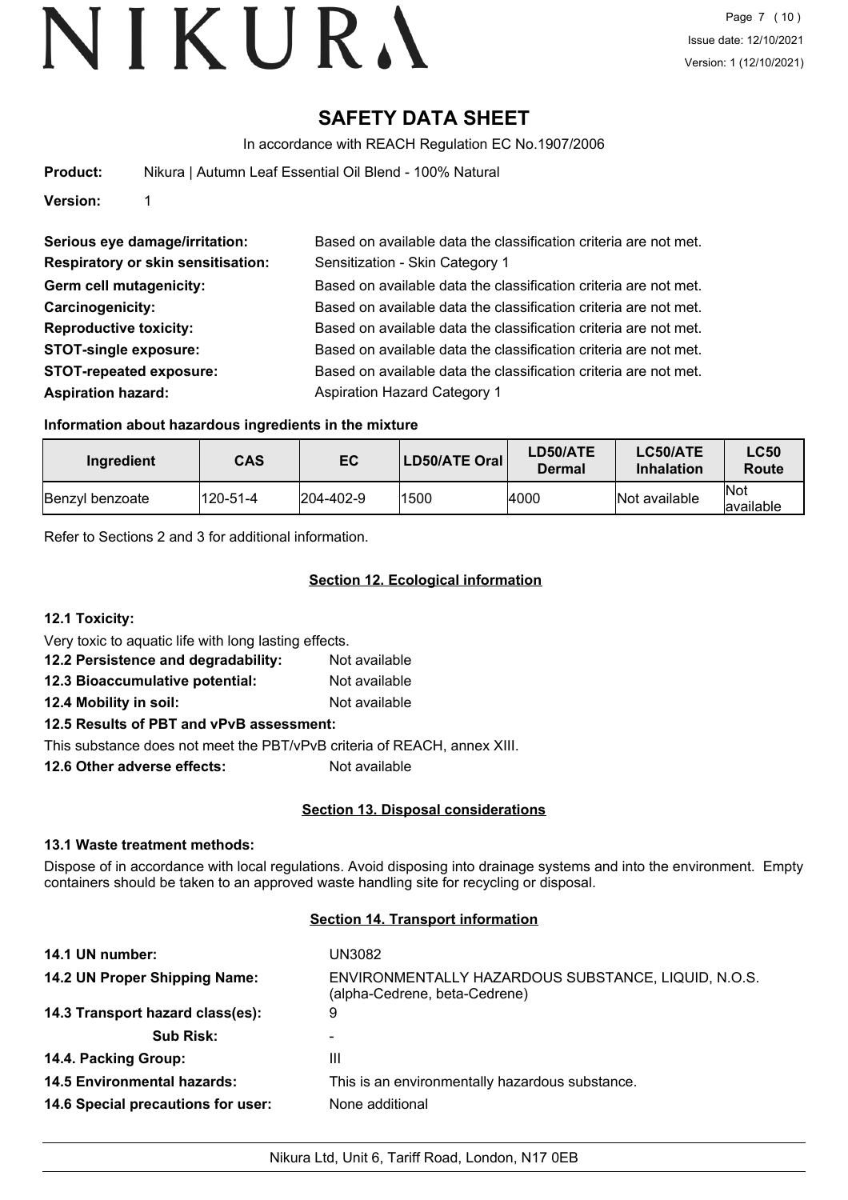# SAFETY DATA SHEET

In accordance with REACH Regulation EC No.1907/2006

**Product:** Nikura | Autumn Leaf Essential Oil Blend - 100% Natural

**Version:** 1

**Serious eye damage/irritation:** Based on available data the classification criteria are not met.
**Respiratory or skin sensitisation:** Sensitization - Skin Category 1
**Germ cell mutagenicity:** Based on available data the classification criteria are not met.
**Carcinogenicity:** Based on available data the classification criteria are not met.
**Reproductive toxicity:** Based on available data the classification criteria are not met.
**STOT-single exposure:** Based on available data the classification criteria are not met.
**STOT-repeated exposure:** Based on available data the classification criteria are not met.
**Aspiration hazard:** Aspiration Hazard Category 1

### Information about hazardous ingredients in the mixture

| Ingredient | CAS | EC | LD50/ATE Oral | LD50/ATE Dermal | LC50/ATE Inhalation | LC50 Route |
|---|---|---|---|---|---|---|
| Benzyl benzoate | 120-51-4 | 204-402-9 | 1500 | 4000 | Not available | Not available |

Refer to Sections 2 and 3 for additional information.

## Section 12. Ecological information

**12.1 Toxicity:**

Very toxic to aquatic life with long lasting effects.

**12.2 Persistence and degradability:** Not available
**12.3 Bioaccumulative potential:** Not available
**12.4 Mobility in soil:** Not available

**12.5 Results of PBT and vPvB assessment:**

This substance does not meet the PBT/vPvB criteria of REACH, annex XIII.

**12.6 Other adverse effects:** Not available

## Section 13. Disposal considerations

**13.1 Waste treatment methods:**

Dispose of in accordance with local regulations. Avoid disposing into drainage systems and into the environment. Empty containers should be taken to an approved waste handling site for recycling or disposal.

## Section 14. Transport information

**14.1 UN number:** UN3082
**14.2 UN Proper Shipping Name:** ENVIRONMENTALLY HAZARDOUS SUBSTANCE, LIQUID, N.O.S. (alpha-Cedrene, beta-Cedrene)
**14.3 Transport hazard class(es):** 9
**Sub Risk:** -
**14.4. Packing Group:** III
**14.5 Environmental hazards:** This is an environmentally hazardous substance.
**14.6 Special precautions for user:** None additional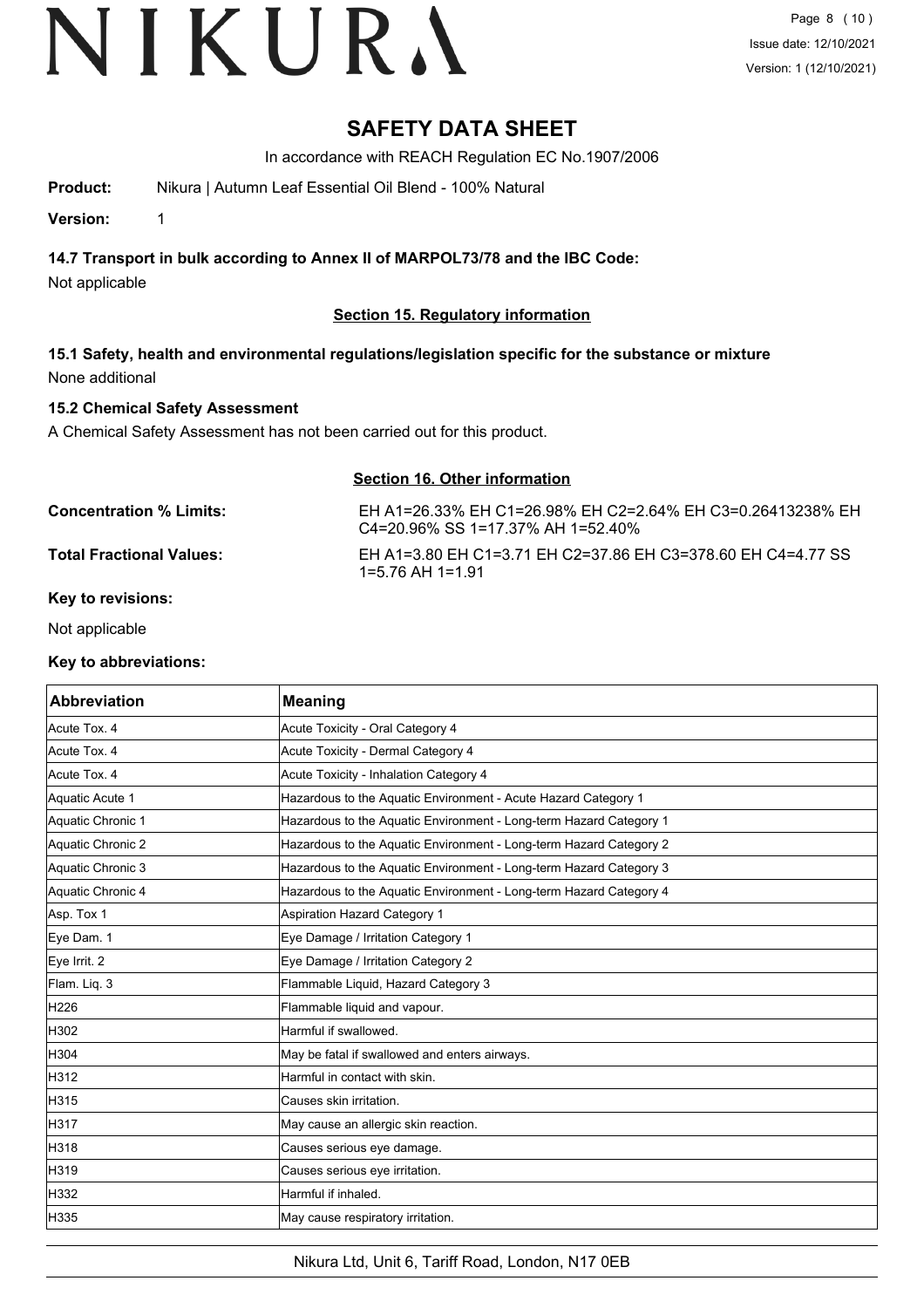# SAFETY DATA SHEET

In accordance with REACH Regulation EC No.1907/2006

**Product:** Nikura | Autumn Leaf Essential Oil Blend - 100% Natural

**Version:** 1

### 14.7 Transport in bulk according to Annex II of MARPOL73/78 and the IBC Code:

Not applicable

## Section 15. Regulatory information

### 15.1 Safety, health and environmental regulations/legislation specific for the substance or mixture

None additional

### 15.2 Chemical Safety Assessment

A Chemical Safety Assessment has not been carried out for this product.

## Section 16. Other information

**Concentration % Limits:** EH A1=26.33% EH C1=26.98% EH C2=2.64% EH C3=0.26413238% EH C4=20.96% SS 1=17.37% AH 1=52.40%

**Total Fractional Values:** EH A1=3.80 EH C1=3.71 EH C2=37.86 EH C3=378.60 EH C4=4.77 SS 1=5.76 AH 1=1.91

**Key to revisions:**

Not applicable

**Key to abbreviations:**

| Abbreviation | Meaning |
|---|---|
| Acute Tox. 4 | Acute Toxicity - Oral Category 4 |
| Acute Tox. 4 | Acute Toxicity - Dermal Category 4 |
| Acute Tox. 4 | Acute Toxicity - Inhalation Category 4 |
| Aquatic Acute 1 | Hazardous to the Aquatic Environment - Acute Hazard Category 1 |
| Aquatic Chronic 1 | Hazardous to the Aquatic Environment - Long-term Hazard Category 1 |
| Aquatic Chronic 2 | Hazardous to the Aquatic Environment - Long-term Hazard Category 2 |
| Aquatic Chronic 3 | Hazardous to the Aquatic Environment - Long-term Hazard Category 3 |
| Aquatic Chronic 4 | Hazardous to the Aquatic Environment - Long-term Hazard Category 4 |
| Asp. Tox 1 | Aspiration Hazard Category 1 |
| Eye Dam. 1 | Eye Damage / Irritation Category 1 |
| Eye Irrit. 2 | Eye Damage / Irritation Category 2 |
| Flam. Liq. 3 | Flammable Liquid, Hazard Category 3 |
| H226 | Flammable liquid and vapour. |
| H302 | Harmful if swallowed. |
| H304 | May be fatal if swallowed and enters airways. |
| H312 | Harmful in contact with skin. |
| H315 | Causes skin irritation. |
| H317 | May cause an allergic skin reaction. |
| H318 | Causes serious eye damage. |
| H319 | Causes serious eye irritation. |
| H332 | Harmful if inhaled. |
| H335 | May cause respiratory irritation. |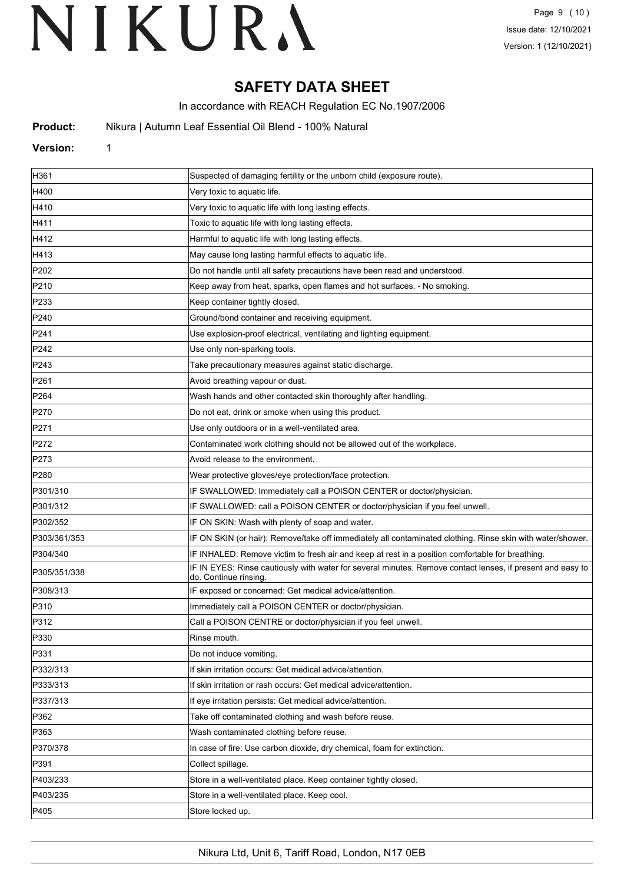# SAFETY DATA SHEET

In accordance with REACH Regulation EC No.1907/2006

**Product:** Nikura | Autumn Leaf Essential Oil Blend - 100% Natural

**Version:** 1

| | |
|---|---|
| H361 | Suspected of damaging fertility or the unborn child (exposure route). |
| H400 | Very toxic to aquatic life. |
| H410 | Very toxic to aquatic life with long lasting effects. |
| H411 | Toxic to aquatic life with long lasting effects. |
| H412 | Harmful to aquatic life with long lasting effects. |
| H413 | May cause long lasting harmful effects to aquatic life. |
| P202 | Do not handle until all safety precautions have been read and understood. |
| P210 | Keep away from heat, sparks, open flames and hot surfaces. - No smoking. |
| P233 | Keep container tightly closed. |
| P240 | Ground/bond container and receiving equipment. |
| P241 | Use explosion-proof electrical, ventilating and lighting equipment. |
| P242 | Use only non-sparking tools. |
| P243 | Take precautionary measures against static discharge. |
| P261 | Avoid breathing vapour or dust. |
| P264 | Wash hands and other contacted skin thoroughly after handling. |
| P270 | Do not eat, drink or smoke when using this product. |
| P271 | Use only outdoors or in a well-ventilated area. |
| P272 | Contaminated work clothing should not be allowed out of the workplace. |
| P273 | Avoid release to the environment. |
| P280 | Wear protective gloves/eye protection/face protection. |
| P301/310 | IF SWALLOWED: Immediately call a POISON CENTER or doctor/physician. |
| P301/312 | IF SWALLOWED: call a POISON CENTER or doctor/physician if you feel unwell. |
| P302/352 | IF ON SKIN: Wash with plenty of soap and water. |
| P303/361/353 | IF ON SKIN (or hair): Remove/take off immediately all contaminated clothing. Rinse skin with water/shower. |
| P304/340 | IF INHALED: Remove victim to fresh air and keep at rest in a position comfortable for breathing. |
| P305/351/338 | IF IN EYES: Rinse cautiously with water for several minutes. Remove contact lenses, if present and easy to do. Continue rinsing. |
| P308/313 | IF exposed or concerned: Get medical advice/attention. |
| P310 | Immediately call a POISON CENTER or doctor/physician. |
| P312 | Call a POISON CENTRE or doctor/physician if you feel unwell. |
| P330 | Rinse mouth. |
| P331 | Do not induce vomiting. |
| P332/313 | If skin irritation occurs: Get medical advice/attention. |
| P333/313 | If skin irritation or rash occurs: Get medical advice/attention. |
| P337/313 | If eye irritation persists: Get medical advice/attention. |
| P362 | Take off contaminated clothing and wash before reuse. |
| P363 | Wash contaminated clothing before reuse. |
| P370/378 | In case of fire: Use carbon dioxide, dry chemical, foam for extinction. |
| P391 | Collect spillage. |
| P403/233 | Store in a well-ventilated place. Keep container tightly closed. |
| P403/235 | Store in a well-ventilated place. Keep cool. |
| P405 | Store locked up. |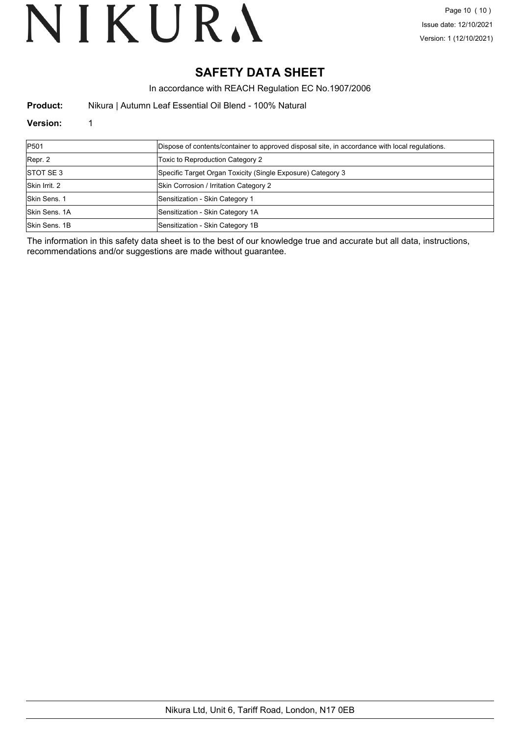# SAFETY DATA SHEET

In accordance with REACH Regulation EC No.1907/2006

**Product:** Nikura | Autumn Leaf Essential Oil Blend - 100% Natural

**Version:** 1

| | |
|---|---|
| P501 | Dispose of contents/container to approved disposal site, in accordance with local regulations. |
| Repr. 2 | Toxic to Reproduction Category 2 |
| STOT SE 3 | Specific Target Organ Toxicity (Single Exposure) Category 3 |
| Skin Irrit. 2 | Skin Corrosion / Irritation Category 2 |
| Skin Sens. 1 | Sensitization - Skin Category 1 |
| Skin Sens. 1A | Sensitization - Skin Category 1A |
| Skin Sens. 1B | Sensitization - Skin Category 1B |

The information in this safety data sheet is to the best of our knowledge true and accurate but all data, instructions, recommendations and/or suggestions are made without guarantee.